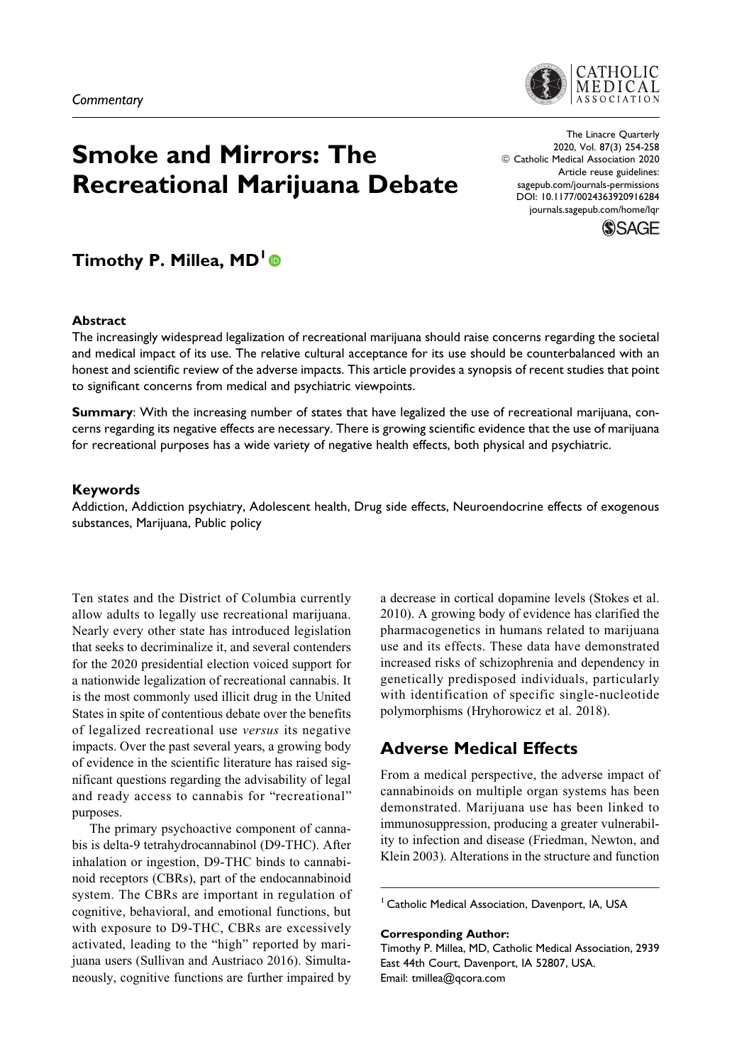*Commentary*

# Smoke and Mirrors: The Recreational Marijuana Debate

The Linacre Quarterly
2020, Vol. 87(3) 254-258
© Catholic Medical Association 2020
Article reuse guidelines:
sagepub.com/journals-permissions
DOI: 10.1177/0024363920916284
journals.sagepub.com/home/lqr

**Timothy P. Millea, MD[1]**

### Abstract

The increasingly widespread legalization of recreational marijuana should raise concerns regarding the societal and medical impact of its use. The relative cultural acceptance for its use should be counterbalanced with an honest and scientific review of the adverse impacts. This article provides a synopsis of recent studies that point to significant concerns from medical and psychiatric viewpoints.

**Summary**: With the increasing number of states that have legalized the use of recreational marijuana, concerns regarding its negative effects are necessary. There is growing scientific evidence that the use of marijuana for recreational purposes has a wide variety of negative health effects, both physical and psychiatric.

### Keywords

Addiction, Addiction psychiatry, Adolescent health, Drug side effects, Neuroendocrine effects of exogenous substances, Marijuana, Public policy

Ten states and the District of Columbia currently allow adults to legally use recreational marijuana. Nearly every other state has introduced legislation that seeks to decriminalize it, and several contenders for the 2020 presidential election voiced support for a nationwide legalization of recreational cannabis. It is the most commonly used illicit drug in the United States in spite of contentious debate over the benefits of legalized recreational use *versus* its negative impacts. Over the past several years, a growing body of evidence in the scientific literature has raised significant questions regarding the advisability of legal and ready access to cannabis for "recreational" purposes.

The primary psychoactive component of cannabis is delta-9 tetrahydrocannabinol (D9-THC). After inhalation or ingestion, D9-THC binds to cannabinoid receptors (CBRs), part of the endocannabinoid system. The CBRs are important in regulation of cognitive, behavioral, and emotional functions, but with exposure to D9-THC, CBRs are excessively activated, leading to the "high" reported by marijuana users (Sullivan and Austriaco 2016). Simultaneously, cognitive functions are further impaired by a decrease in cortical dopamine levels (Stokes et al. 2010). A growing body of evidence has clarified the pharmacogenetics in humans related to marijuana use and its effects. These data have demonstrated increased risks of schizophrenia and dependency in genetically predisposed individuals, particularly with identification of specific single-nucleotide polymorphisms (Hryhorowicz et al. 2018).

## Adverse Medical Effects

From a medical perspective, the adverse impact of cannabinoids on multiple organ systems has been demonstrated. Marijuana use has been linked to immunosuppression, producing a greater vulnerability to infection and disease (Friedman, Newton, and Klein 2003). Alterations in the structure and function

[1] Catholic Medical Association, Davenport, IA, USA

**Corresponding Author:**
Timothy P. Millea, MD, Catholic Medical Association, 2939 East 44th Court, Davenport, IA 52807, USA.
Email: tmillea@qcora.com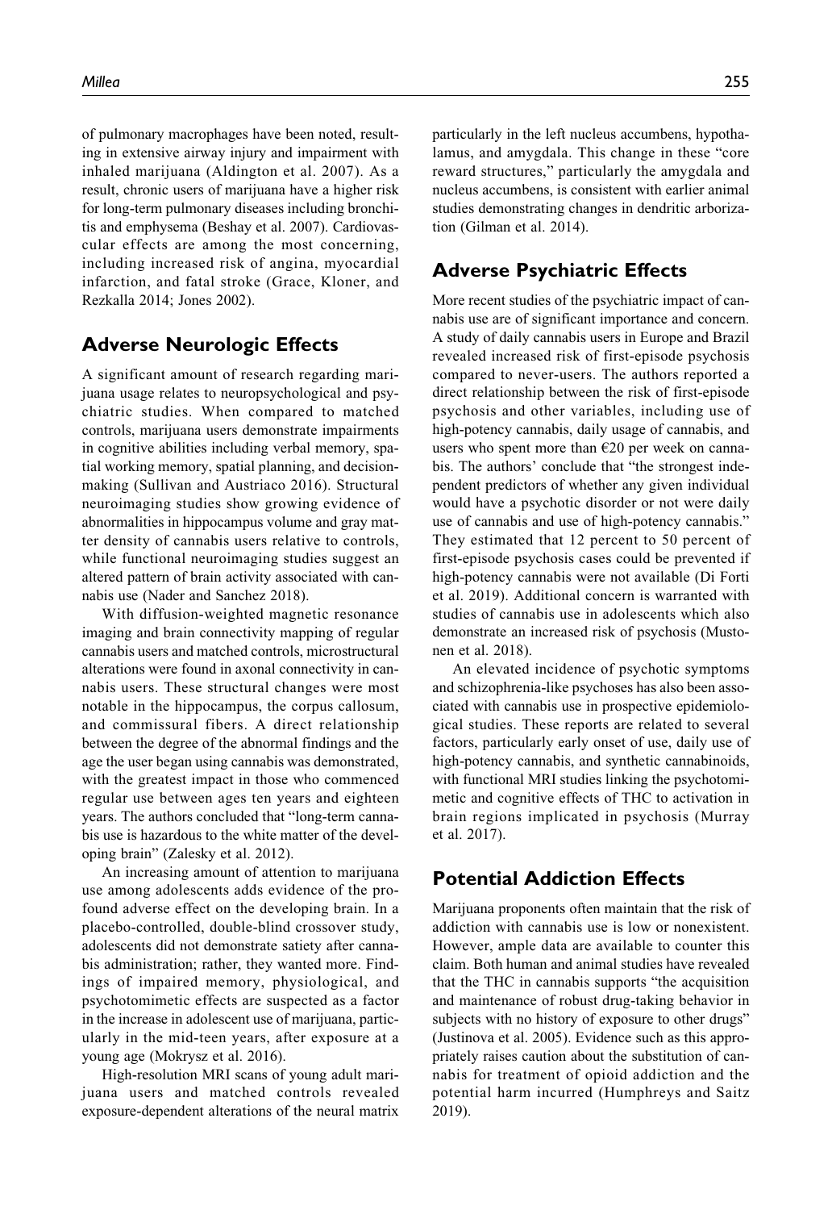of pulmonary macrophages have been noted, resulting in extensive airway injury and impairment with inhaled marijuana (Aldington et al. 2007). As a result, chronic users of marijuana have a higher risk for long-term pulmonary diseases including bronchitis and emphysema (Beshay et al. 2007). Cardiovascular effects are among the most concerning, including increased risk of angina, myocardial infarction, and fatal stroke (Grace, Kloner, and Rezkalla 2014; Jones 2002).

## Adverse Neurologic Effects

A significant amount of research regarding marijuana usage relates to neuropsychological and psychiatric studies. When compared to matched controls, marijuana users demonstrate impairments in cognitive abilities including verbal memory, spatial working memory, spatial planning, and decision-making (Sullivan and Austriaco 2016). Structural neuroimaging studies show growing evidence of abnormalities in hippocampus volume and gray matter density of cannabis users relative to controls, while functional neuroimaging studies suggest an altered pattern of brain activity associated with cannabis use (Nader and Sanchez 2018).

With diffusion-weighted magnetic resonance imaging and brain connectivity mapping of regular cannabis users and matched controls, microstructural alterations were found in axonal connectivity in cannabis users. These structural changes were most notable in the hippocampus, the corpus callosum, and commissural fibers. A direct relationship between the degree of the abnormal findings and the age the user began using cannabis was demonstrated, with the greatest impact in those who commenced regular use between ages ten years and eighteen years. The authors concluded that "long-term cannabis use is hazardous to the white matter of the developing brain" (Zalesky et al. 2012).

An increasing amount of attention to marijuana use among adolescents adds evidence of the profound adverse effect on the developing brain. In a placebo-controlled, double-blind crossover study, adolescents did not demonstrate satiety after cannabis administration; rather, they wanted more. Findings of impaired memory, physiological, and psychotomimetic effects are suspected as a factor in the increase in adolescent use of marijuana, particularly in the mid-teen years, after exposure at a young age (Mokrysz et al. 2016).

High-resolution MRI scans of young adult marijuana users and matched controls revealed exposure-dependent alterations of the neural matrix particularly in the left nucleus accumbens, hypothalamus, and amygdala. This change in these "core reward structures," particularly the amygdala and nucleus accumbens, is consistent with earlier animal studies demonstrating changes in dendritic arborization (Gilman et al. 2014).

## Adverse Psychiatric Effects

More recent studies of the psychiatric impact of cannabis use are of significant importance and concern. A study of daily cannabis users in Europe and Brazil revealed increased risk of first-episode psychosis compared to never-users. The authors reported a direct relationship between the risk of first-episode psychosis and other variables, including use of high-potency cannabis, daily usage of cannabis, and users who spent more than €20 per week on cannabis. The authors' conclude that "the strongest independent predictors of whether any given individual would have a psychotic disorder or not were daily use of cannabis and use of high-potency cannabis." They estimated that 12 percent to 50 percent of first-episode psychosis cases could be prevented if high-potency cannabis were not available (Di Forti et al. 2019). Additional concern is warranted with studies of cannabis use in adolescents which also demonstrate an increased risk of psychosis (Mustonen et al. 2018).

An elevated incidence of psychotic symptoms and schizophrenia-like psychoses has also been associated with cannabis use in prospective epidemiological studies. These reports are related to several factors, particularly early onset of use, daily use of high-potency cannabis, and synthetic cannabinoids, with functional MRI studies linking the psychotomimetic and cognitive effects of THC to activation in brain regions implicated in psychosis (Murray et al. 2017).

## Potential Addiction Effects

Marijuana proponents often maintain that the risk of addiction with cannabis use is low or nonexistent. However, ample data are available to counter this claim. Both human and animal studies have revealed that the THC in cannabis supports "the acquisition and maintenance of robust drug-taking behavior in subjects with no history of exposure to other drugs" (Justinova et al. 2005). Evidence such as this appropriately raises caution about the substitution of cannabis for treatment of opioid addiction and the potential harm incurred (Humphreys and Saitz 2019).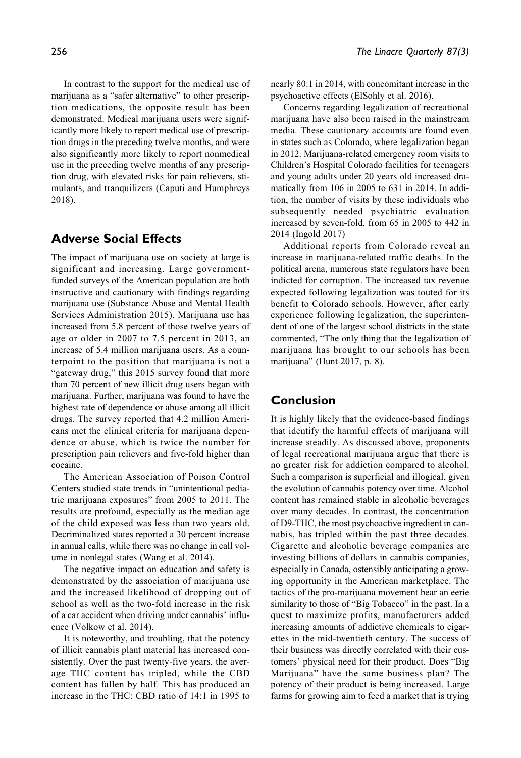In contrast to the support for the medical use of marijuana as a "safer alternative" to other prescription medications, the opposite result has been demonstrated. Medical marijuana users were significantly more likely to report medical use of prescription drugs in the preceding twelve months, and were also significantly more likely to report nonmedical use in the preceding twelve months of any prescription drug, with elevated risks for pain relievers, stimulants, and tranquilizers (Caputi and Humphreys 2018).

## Adverse Social Effects

The impact of marijuana use on society at large is significant and increasing. Large government-funded surveys of the American population are both instructive and cautionary with findings regarding marijuana use (Substance Abuse and Mental Health Services Administration 2015). Marijuana use has increased from 5.8 percent of those twelve years of age or older in 2007 to 7.5 percent in 2013, an increase of 5.4 million marijuana users. As a counterpoint to the position that marijuana is not a "gateway drug," this 2015 survey found that more than 70 percent of new illicit drug users began with marijuana. Further, marijuana was found to have the highest rate of dependence or abuse among all illicit drugs. The survey reported that 4.2 million Americans met the clinical criteria for marijuana dependence or abuse, which is twice the number for prescription pain relievers and five-fold higher than cocaine.

The American Association of Poison Control Centers studied state trends in "unintentional pediatric marijuana exposures" from 2005 to 2011. The results are profound, especially as the median age of the child exposed was less than two years old. Decriminalized states reported a 30 percent increase in annual calls, while there was no change in call volume in nonlegal states (Wang et al. 2014).

The negative impact on education and safety is demonstrated by the association of marijuana use and the increased likelihood of dropping out of school as well as the two-fold increase in the risk of a car accident when driving under cannabis' influence (Volkow et al. 2014).

It is noteworthy, and troubling, that the potency of illicit cannabis plant material has increased consistently. Over the past twenty-five years, the average THC content has tripled, while the CBD content has fallen by half. This has produced an increase in the THC: CBD ratio of 14:1 in 1995 to nearly 80:1 in 2014, with concomitant increase in the psychoactive effects (ElSohly et al. 2016).

Concerns regarding legalization of recreational marijuana have also been raised in the mainstream media. These cautionary accounts are found even in states such as Colorado, where legalization began in 2012. Marijuana-related emergency room visits to Children's Hospital Colorado facilities for teenagers and young adults under 20 years old increased dramatically from 106 in 2005 to 631 in 2014. In addition, the number of visits by these individuals who subsequently needed psychiatric evaluation increased by seven-fold, from 65 in 2005 to 442 in 2014 (Ingold 2017)

Additional reports from Colorado reveal an increase in marijuana-related traffic deaths. In the political arena, numerous state regulators have been indicted for corruption. The increased tax revenue expected following legalization was touted for its benefit to Colorado schools. However, after early experience following legalization, the superintendent of one of the largest school districts in the state commented, "The only thing that the legalization of marijuana has brought to our schools has been marijuana" (Hunt 2017, p. 8).

## Conclusion

It is highly likely that the evidence-based findings that identify the harmful effects of marijuana will increase steadily. As discussed above, proponents of legal recreational marijuana argue that there is no greater risk for addiction compared to alcohol. Such a comparison is superficial and illogical, given the evolution of cannabis potency over time. Alcohol content has remained stable in alcoholic beverages over many decades. In contrast, the concentration of D9-THC, the most psychoactive ingredient in cannabis, has tripled within the past three decades. Cigarette and alcoholic beverage companies are investing billions of dollars in cannabis companies, especially in Canada, ostensibly anticipating a growing opportunity in the American marketplace. The tactics of the pro-marijuana movement bear an eerie similarity to those of "Big Tobacco" in the past. In a quest to maximize profits, manufacturers added increasing amounts of addictive chemicals to cigarettes in the mid-twentieth century. The success of their business was directly correlated with their customers' physical need for their product. Does "Big Marijuana" have the same business plan? The potency of their product is being increased. Large farms for growing aim to feed a market that is trying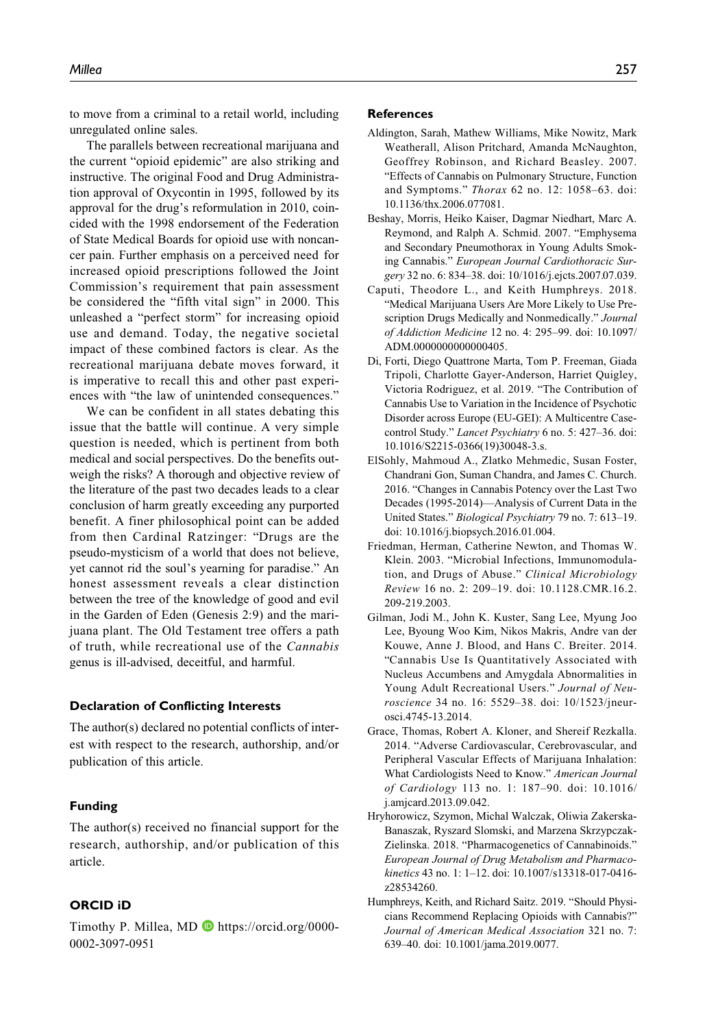to move from a criminal to a retail world, including unregulated online sales.

The parallels between recreational marijuana and the current "opioid epidemic" are also striking and instructive. The original Food and Drug Administration approval of Oxycontin in 1995, followed by its approval for the drug's reformulation in 2010, coincided with the 1998 endorsement of the Federation of State Medical Boards for opioid use with noncancer pain. Further emphasis on a perceived need for increased opioid prescriptions followed the Joint Commission's requirement that pain assessment be considered the "fifth vital sign" in 2000. This unleashed a "perfect storm" for increasing opioid use and demand. Today, the negative societal impact of these combined factors is clear. As the recreational marijuana debate moves forward, it is imperative to recall this and other past experiences with "the law of unintended consequences."

We can be confident in all states debating this issue that the battle will continue. A very simple question is needed, which is pertinent from both medical and social perspectives. Do the benefits outweigh the risks? A thorough and objective review of the literature of the past two decades leads to a clear conclusion of harm greatly exceeding any purported benefit. A finer philosophical point can be added from then Cardinal Ratzinger: "Drugs are the pseudo-mysticism of a world that does not believe, yet cannot rid the soul's yearning for paradise." An honest assessment reveals a clear distinction between the tree of the knowledge of good and evil in the Garden of Eden (Genesis 2:9) and the marijuana plant. The Old Testament tree offers a path of truth, while recreational use of the *Cannabis* genus is ill-advised, deceitful, and harmful.

#### Declaration of Conflicting Interests

The author(s) declared no potential conflicts of interest with respect to the research, authorship, and/or publication of this article.

#### Funding

The author(s) received no financial support for the research, authorship, and/or publication of this article.

#### ORCID iD

Timothy P. Millea, MD https://orcid.org/0000-0002-3097-0951

#### References

Aldington, Sarah, Mathew Williams, Mike Nowitz, Mark Weatherall, Alison Pritchard, Amanda McNaughton, Geoffrey Robinson, and Richard Beasley. 2007. "Effects of Cannabis on Pulmonary Structure, Function and Symptoms." *Thorax* 62 no. 12: 1058–63. doi: 10.1136/thx.2006.077081.

Beshay, Morris, Heiko Kaiser, Dagmar Niedhart, Marc A. Reymond, and Ralph A. Schmid. 2007. "Emphysema and Secondary Pneumothorax in Young Adults Smoking Cannabis." *European Journal Cardiothoracic Surgery* 32 no. 6: 834–38. doi: 10/1016/j.ejcts.2007.07.039.

Caputi, Theodore L., and Keith Humphreys. 2018. "Medical Marijuana Users Are More Likely to Use Prescription Drugs Medically and Nonmedically." *Journal of Addiction Medicine* 12 no. 4: 295–99. doi: 10.1097/ADM.0000000000000405.

Di, Forti, Diego Quattrone Marta, Tom P. Freeman, Giada Tripoli, Charlotte Gayer-Anderson, Harriet Quigley, Victoria Rodriguez, et al. 2019. "The Contribution of Cannabis Use to Variation in the Incidence of Psychotic Disorder across Europe (EU-GEI): A Multicentre Case-control Study." *Lancet Psychiatry* 6 no. 5: 427–36. doi: 10.1016/S2215-0366(19)30048-3.s.

ElSohly, Mahmoud A., Zlatko Mehmedic, Susan Foster, Chandrani Gon, Suman Chandra, and James C. Church. 2016. "Changes in Cannabis Potency over the Last Two Decades (1995-2014)—Analysis of Current Data in the United States." *Biological Psychiatry* 79 no. 7: 613–19. doi: 10.1016/j.biopsych.2016.01.004.

Friedman, Herman, Catherine Newton, and Thomas W. Klein. 2003. "Microbial Infections, Immunomodulation, and Drugs of Abuse." *Clinical Microbiology Review* 16 no. 2: 209–19. doi: 10.1128.CMR.16.2.209-219.2003.

Gilman, Jodi M., John K. Kuster, Sang Lee, Myung Joo Lee, Byoung Woo Kim, Nikos Makris, Andre van der Kouwe, Anne J. Blood, and Hans C. Breiter. 2014. "Cannabis Use Is Quantitatively Associated with Nucleus Accumbens and Amygdala Abnormalities in Young Adult Recreational Users." *Journal of Neuroscience* 34 no. 16: 5529–38. doi: 10/1523/jneurosci.4745-13.2014.

Grace, Thomas, Robert A. Kloner, and Shereif Rezkalla. 2014. "Adverse Cardiovascular, Cerebrovascular, and Peripheral Vascular Effects of Marijuana Inhalation: What Cardiologists Need to Know." *American Journal of Cardiology* 113 no. 1: 187–90. doi: 10.1016/j.amjcard.2013.09.042.

Hryhorowicz, Szymon, Michal Walczak, Oliwia Zakerska-Banaszak, Ryszard Slomski, and Marzena Skrzypczak-Zielinska. 2018. "Pharmacogenetics of Cannabinoids." *European Journal of Drug Metabolism and Pharmacokinetics* 43 no. 1: 1–12. doi: 10.1007/s13318-017-0416-z28534260.

Humphreys, Keith, and Richard Saitz. 2019. "Should Physicians Recommend Replacing Opioids with Cannabis?" *Journal of American Medical Association* 321 no. 7: 639–40. doi: 10.1001/jama.2019.0077.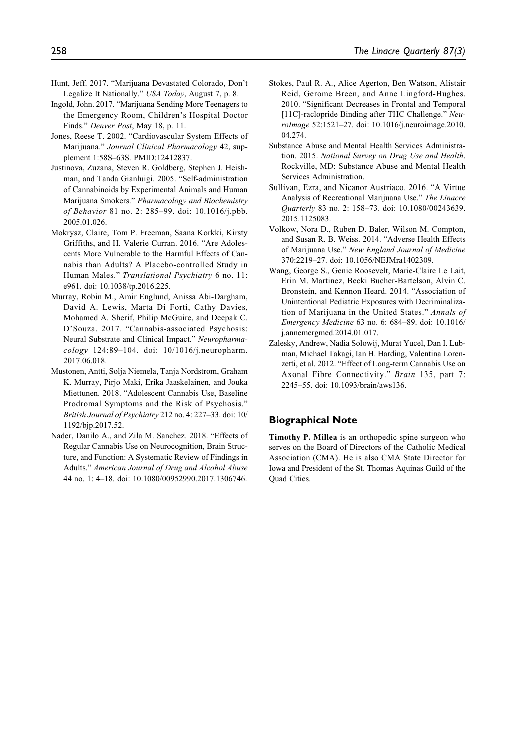Hunt, Jeff. 2017. "Marijuana Devastated Colorado, Don't Legalize It Nationally." *USA Today*, August 7, p. 8.

Ingold, John. 2017. "Marijuana Sending More Teenagers to the Emergency Room, Children's Hospital Doctor Finds." *Denver Post*, May 18, p. 11.

Jones, Reese T. 2002. "Cardiovascular System Effects of Marijuana." *Journal Clinical Pharmacology* 42, supplement 1:58S–63S. PMID:12412837.

Justinova, Zuzana, Steven R. Goldberg, Stephen J. Heishman, and Tanda Gianluigi. 2005. "Self-administration of Cannabinoids by Experimental Animals and Human Marijuana Smokers." *Pharmacology and Biochemistry of Behavior* 81 no. 2: 285–99. doi: 10.1016/j.pbb.2005.01.026.

Mokrysz, Claire, Tom P. Freeman, Saana Korkki, Kirsty Griffiths, and H. Valerie Curran. 2016. "Are Adolescents More Vulnerable to the Harmful Effects of Cannabis than Adults? A Placebo-controlled Study in Human Males." *Translational Psychiatry* 6 no. 11: e961. doi: 10.1038/tp.2016.225.

Murray, Robin M., Amir Englund, Anissa Abi-Dargham, David A. Lewis, Marta Di Forti, Cathy Davies, Mohamed A. Sherif, Philip McGuire, and Deepak C. D'Souza. 2017. "Cannabis-associated Psychosis: Neural Substrate and Clinical Impact." *Neuropharmacology* 124:89–104. doi: 10/1016/j.neuropharm.2017.06.018.

Mustonen, Antti, Solja Niemela, Tanja Nordstrom, Graham K. Murray, Pirjo Maki, Erika Jaaskelainen, and Jouka Miettunen. 2018. "Adolescent Cannabis Use, Baseline Prodromal Symptoms and the Risk of Psychosis." *British Journal of Psychiatry* 212 no. 4: 227–33. doi: 10/1192/bjp.2017.52.

Nader, Danilo A., and Zila M. Sanchez. 2018. "Effects of Regular Cannabis Use on Neurocognition, Brain Structure, and Function: A Systematic Review of Findings in Adults." *American Journal of Drug and Alcohol Abuse* 44 no. 1: 4–18. doi: 10.1080/00952990.2017.1306746.

Stokes, Paul R. A., Alice Agerton, Ben Watson, Alistair Reid, Gerome Breen, and Anne Lingford-Hughes. 2010. "Significant Decreases in Frontal and Temporal [11C]-raclopride Binding after THC Challenge." *NeuroImage* 52:1521–27. doi: 10.1016/j.neuroimage.2010.04.274.

Substance Abuse and Mental Health Services Administration. 2015. *National Survey on Drug Use and Health*. Rockville, MD: Substance Abuse and Mental Health Services Administration.

Sullivan, Ezra, and Nicanor Austriaco. 2016. "A Virtue Analysis of Recreational Marijuana Use." *The Linacre Quarterly* 83 no. 2: 158–73. doi: 10.1080/00243639.2015.1125083.

Volkow, Nora D., Ruben D. Baler, Wilson M. Compton, and Susan R. B. Weiss. 2014. "Adverse Health Effects of Marijuana Use." *New England Journal of Medicine* 370:2219–27. doi: 10.1056/NEJMra1402309.

Wang, George S., Genie Roosevelt, Marie-Claire Le Lait, Erin M. Martinez, Becki Bucher-Bartelson, Alvin C. Bronstein, and Kennon Heard. 2014. "Association of Unintentional Pediatric Exposures with Decriminalization of Marijuana in the United States." *Annals of Emergency Medicine* 63 no. 6: 684–89. doi: 10.1016/j.annemergmed.2014.01.017.

Zalesky, Andrew, Nadia Solowij, Murat Yucel, Dan I. Lubman, Michael Takagi, Ian H. Harding, Valentina Lorenzetti, et al. 2012. "Effect of Long-term Cannabis Use on Axonal Fibre Connectivity." *Brain* 135, part 7: 2245–55. doi: 10.1093/brain/aws136.

## Biographical Note

**Timothy P. Millea** is an orthopedic spine surgeon who serves on the Board of Directors of the Catholic Medical Association (CMA). He is also CMA State Director for Iowa and President of the St. Thomas Aquinas Guild of the Quad Cities.